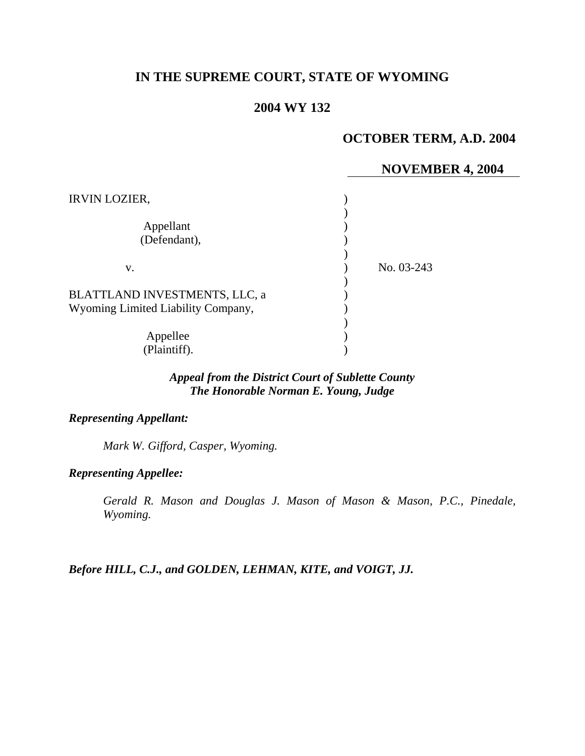# IN THE SUPREME COURT, STATE OF WYOMING

## 2004 WY 132

### OCTOBER TERM, A.D. 2004

### NOVEMBER 4, 2004

| | | |
|---|---|---|
| IRVIN LOZIER,<br><br>Appellant<br>(Defendant),<br><br>v.<br><br>BLATTLAND INVESTMENTS, LLC, a Wyoming Limited Liability Company,<br><br>Appellee<br>(Plaintiff). | ) | No. 03-243 |

***Appeal from the District Court of Sublette County***
***The Honorable Norman E. Young, Judge***

***Representing Appellant:***

*Mark W. Gifford, Casper, Wyoming.*

***Representing Appellee:***

*Gerald R. Mason and Douglas J. Mason of Mason & Mason, P.C., Pinedale, Wyoming.*

***Before HILL, C.J., and GOLDEN, LEHMAN, KITE, and VOIGT, JJ.***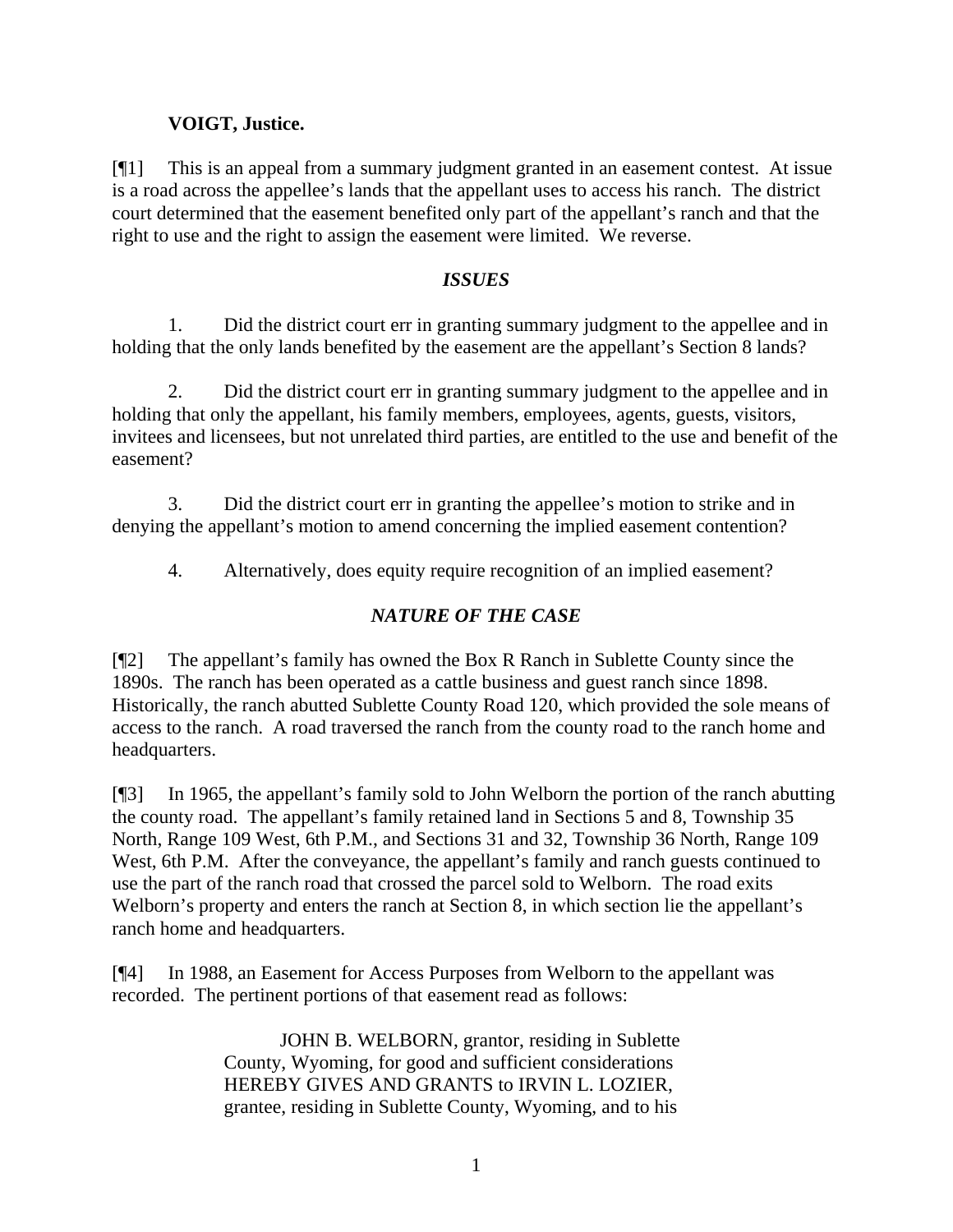**VOIGT, Justice.**

[¶1] This is an appeal from a summary judgment granted in an easement contest. At issue is a road across the appellee's lands that the appellant uses to access his ranch. The district court determined that the easement benefited only part of the appellant's ranch and that the right to use and the right to assign the easement were limited. We reverse.

## *ISSUES*

1. Did the district court err in granting summary judgment to the appellee and in holding that the only lands benefited by the easement are the appellant's Section 8 lands?

2. Did the district court err in granting summary judgment to the appellee and in holding that only the appellant, his family members, employees, agents, guests, visitors, invitees and licensees, but not unrelated third parties, are entitled to the use and benefit of the easement?

3. Did the district court err in granting the appellee's motion to strike and in denying the appellant's motion to amend concerning the implied easement contention?

4. Alternatively, does equity require recognition of an implied easement?

## *NATURE OF THE CASE*

[¶2] The appellant's family has owned the Box R Ranch in Sublette County since the 1890s. The ranch has been operated as a cattle business and guest ranch since 1898. Historically, the ranch abutted Sublette County Road 120, which provided the sole means of access to the ranch. A road traversed the ranch from the county road to the ranch home and headquarters.

[¶3] In 1965, the appellant's family sold to John Welborn the portion of the ranch abutting the county road. The appellant's family retained land in Sections 5 and 8, Township 35 North, Range 109 West, 6th P.M., and Sections 31 and 32, Township 36 North, Range 109 West, 6th P.M. After the conveyance, the appellant's family and ranch guests continued to use the part of the ranch road that crossed the parcel sold to Welborn. The road exits Welborn's property and enters the ranch at Section 8, in which section lie the appellant's ranch home and headquarters.

[¶4] In 1988, an Easement for Access Purposes from Welborn to the appellant was recorded. The pertinent portions of that easement read as follows:

> JOHN B. WELBORN, grantor, residing in Sublette County, Wyoming, for good and sufficient considerations HEREBY GIVES AND GRANTS to IRVIN L. LOZIER, grantee, residing in Sublette County, Wyoming, and to his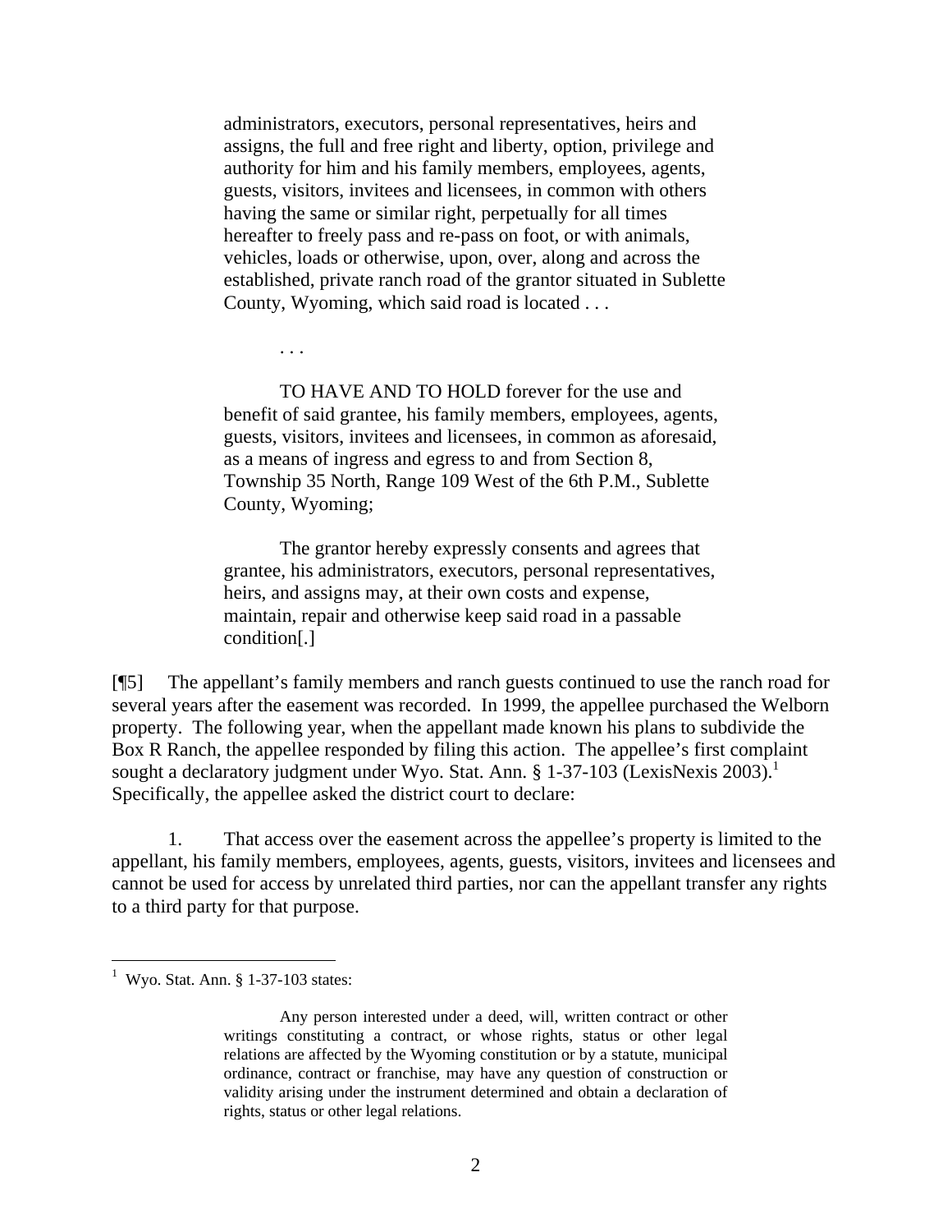> administrators, executors, personal representatives, heirs and assigns, the full and free right and liberty, option, privilege and authority for him and his family members, employees, agents, guests, visitors, invitees and licensees, in common with others having the same or similar right, perpetually for all times hereafter to freely pass and re-pass on foot, or with animals, vehicles, loads or otherwise, upon, over, along and across the established, private ranch road of the grantor situated in Sublette County, Wyoming, which said road is located . . .
>
> . . .
>
> TO HAVE AND TO HOLD forever for the use and benefit of said grantee, his family members, employees, agents, guests, visitors, invitees and licensees, in common as aforesaid, as a means of ingress and egress to and from Section 8, Township 35 North, Range 109 West of the 6th P.M., Sublette County, Wyoming;
>
> The grantor hereby expressly consents and agrees that grantee, his administrators, executors, personal representatives, heirs, and assigns may, at their own costs and expense, maintain, repair and otherwise keep said road in a passable condition[.]

[¶5] The appellant's family members and ranch guests continued to use the ranch road for several years after the easement was recorded. In 1999, the appellee purchased the Welborn property. The following year, when the appellant made known his plans to subdivide the Box R Ranch, the appellee responded by filing this action. The appellee's first complaint sought a declaratory judgment under Wyo. Stat. Ann. § 1-37-103 (LexisNexis 2003).[1] Specifically, the appellee asked the district court to declare:

1. That access over the easement across the appellee's property is limited to the appellant, his family members, employees, agents, guests, visitors, invitees and licensees and cannot be used for access by unrelated third parties, nor can the appellant transfer any rights to a third party for that purpose.

---

[1] Wyo. Stat. Ann. § 1-37-103 states:

> Any person interested under a deed, will, written contract or other writings constituting a contract, or whose rights, status or other legal relations are affected by the Wyoming constitution or by a statute, municipal ordinance, contract or franchise, may have any question of construction or validity arising under the instrument determined and obtain a declaration of rights, status or other legal relations.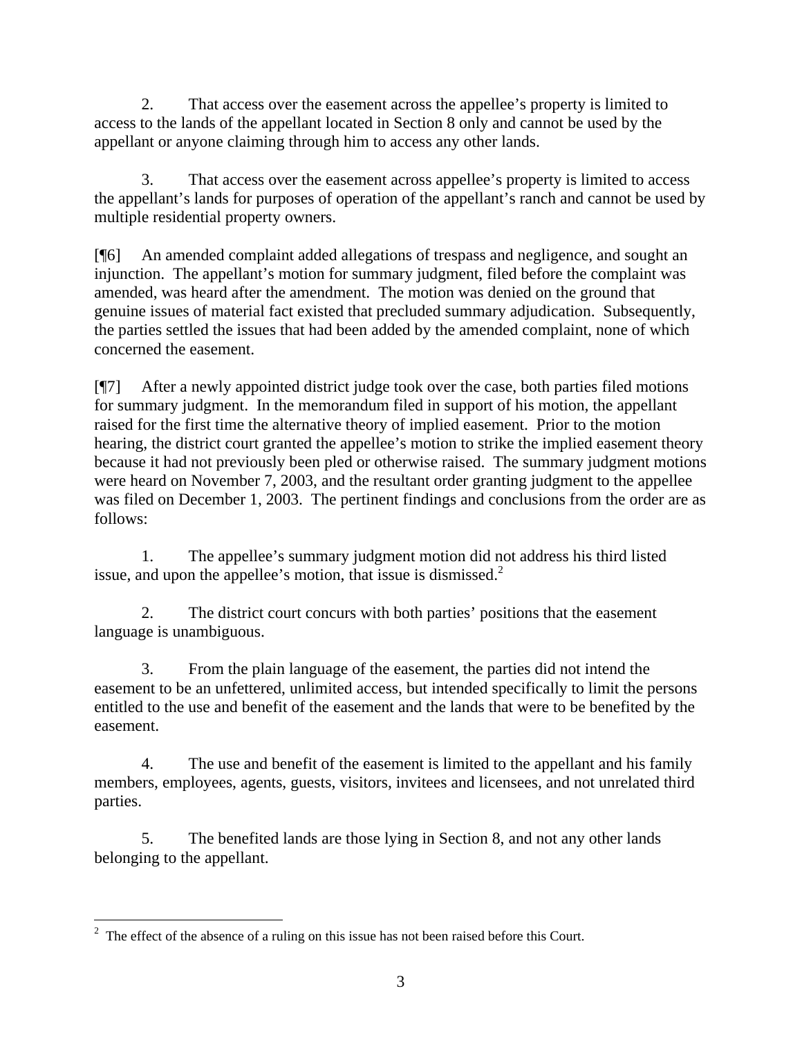2. That access over the easement across the appellee's property is limited to access to the lands of the appellant located in Section 8 only and cannot be used by the appellant or anyone claiming through him to access any other lands.

3. That access over the easement across appellee's property is limited to access the appellant's lands for purposes of operation of the appellant's ranch and cannot be used by multiple residential property owners.

[¶6] An amended complaint added allegations of trespass and negligence, and sought an injunction. The appellant's motion for summary judgment, filed before the complaint was amended, was heard after the amendment. The motion was denied on the ground that genuine issues of material fact existed that precluded summary adjudication. Subsequently, the parties settled the issues that had been added by the amended complaint, none of which concerned the easement.

[¶7] After a newly appointed district judge took over the case, both parties filed motions for summary judgment. In the memorandum filed in support of his motion, the appellant raised for the first time the alternative theory of implied easement. Prior to the motion hearing, the district court granted the appellee's motion to strike the implied easement theory because it had not previously been pled or otherwise raised. The summary judgment motions were heard on November 7, 2003, and the resultant order granting judgment to the appellee was filed on December 1, 2003. The pertinent findings and conclusions from the order are as follows:

1. The appellee's summary judgment motion did not address his third listed issue, and upon the appellee's motion, that issue is dismissed.[2]

2. The district court concurs with both parties' positions that the easement language is unambiguous.

3. From the plain language of the easement, the parties did not intend the easement to be an unfettered, unlimited access, but intended specifically to limit the persons entitled to the use and benefit of the easement and the lands that were to be benefited by the easement.

4. The use and benefit of the easement is limited to the appellant and his family members, employees, agents, guests, visitors, invitees and licensees, and not unrelated third parties.

5. The benefited lands are those lying in Section 8, and not any other lands belonging to the appellant.

---

[2] The effect of the absence of a ruling on this issue has not been raised before this Court.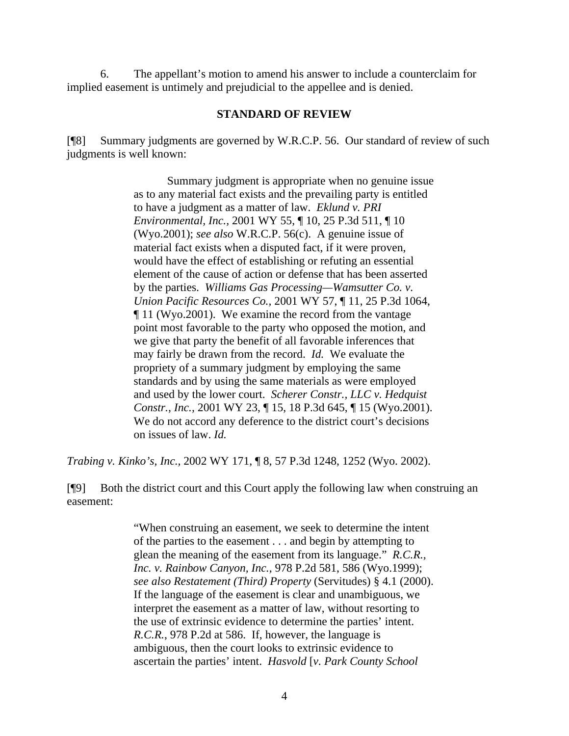6. The appellant's motion to amend his answer to include a counterclaim for implied easement is untimely and prejudicial to the appellee and is denied.

## STANDARD OF REVIEW

[¶8] Summary judgments are governed by W.R.C.P. 56. Our standard of review of such judgments is well known:

> Summary judgment is appropriate when no genuine issue as to any material fact exists and the prevailing party is entitled to have a judgment as a matter of law. *Eklund v. PRI Environmental, Inc.*, 2001 WY 55, ¶ 10, 25 P.3d 511, ¶ 10 (Wyo.2001); *see also* W.R.C.P. 56(c). A genuine issue of material fact exists when a disputed fact, if it were proven, would have the effect of establishing or refuting an essential element of the cause of action or defense that has been asserted by the parties. *Williams Gas Processing—Wamsutter Co. v. Union Pacific Resources Co.*, 2001 WY 57, ¶ 11, 25 P.3d 1064, ¶ 11 (Wyo.2001). We examine the record from the vantage point most favorable to the party who opposed the motion, and we give that party the benefit of all favorable inferences that may fairly be drawn from the record. *Id.* We evaluate the propriety of a summary judgment by employing the same standards and by using the same materials as were employed and used by the lower court. *Scherer Constr., LLC v. Hedquist Constr., Inc.*, 2001 WY 23, ¶ 15, 18 P.3d 645, ¶ 15 (Wyo.2001). We do not accord any deference to the district court's decisions on issues of law. *Id.*

*Trabing v. Kinko's, Inc.*, 2002 WY 171, ¶ 8, 57 P.3d 1248, 1252 (Wyo. 2002).

[¶9] Both the district court and this Court apply the following law when construing an easement:

> "When construing an easement, we seek to determine the intent of the parties to the easement . . . and begin by attempting to glean the meaning of the easement from its language." *R.C.R., Inc. v. Rainbow Canyon, Inc.*, 978 P.2d 581, 586 (Wyo.1999); *see also Restatement (Third) Property* (Servitudes) § 4.1 (2000). If the language of the easement is clear and unambiguous, we interpret the easement as a matter of law, without resorting to the use of extrinsic evidence to determine the parties' intent. *R.C.R.*, 978 P.2d at 586. If, however, the language is ambiguous, then the court looks to extrinsic evidence to ascertain the parties' intent. *Hasvold* [*v. Park County School*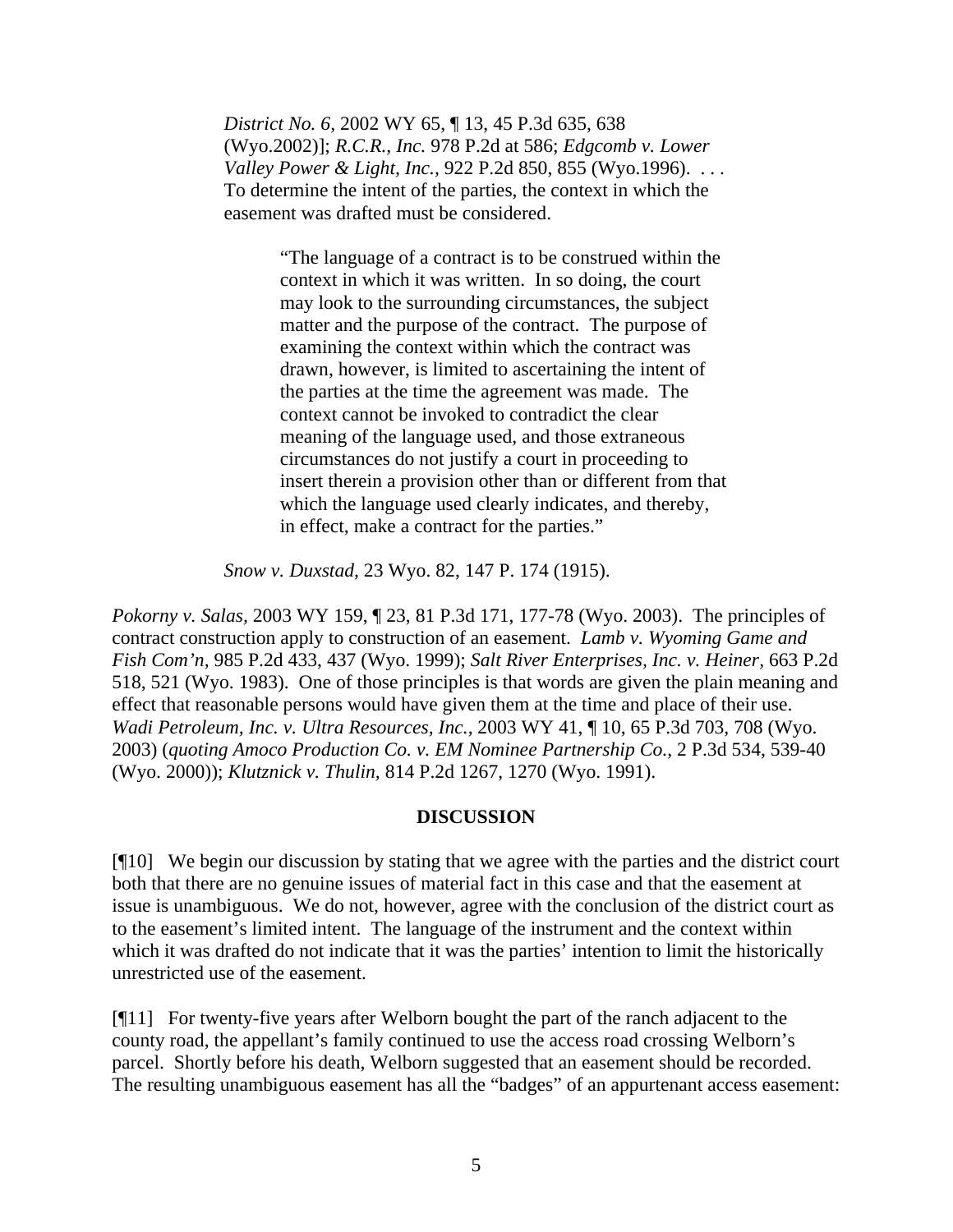> *District No. 6*, 2002 WY 65, ¶ 13, 45 P.3d 635, 638 (Wyo.2002)]; *R.C.R., Inc.* 978 P.2d at 586; *Edgcomb v. Lower Valley Power & Light, Inc.*, 922 P.2d 850, 855 (Wyo.1996). . . . To determine the intent of the parties, the context in which the easement was drafted must be considered.
>
> > "The language of a contract is to be construed within the context in which it was written. In so doing, the court may look to the surrounding circumstances, the subject matter and the purpose of the contract. The purpose of examining the context within which the contract was drawn, however, is limited to ascertaining the intent of the parties at the time the agreement was made. The context cannot be invoked to contradict the clear meaning of the language used, and those extraneous circumstances do not justify a court in proceeding to insert therein a provision other than or different from that which the language used clearly indicates, and thereby, in effect, make a contract for the parties."
>
> *Snow v. Duxstad*, 23 Wyo. 82, 147 P. 174 (1915).

*Pokorny v. Salas*, 2003 WY 159, ¶ 23, 81 P.3d 171, 177-78 (Wyo. 2003). The principles of contract construction apply to construction of an easement. *Lamb v. Wyoming Game and Fish Com'n*, 985 P.2d 433, 437 (Wyo. 1999); *Salt River Enterprises, Inc. v. Heiner*, 663 P.2d 518, 521 (Wyo. 1983). One of those principles is that words are given the plain meaning and effect that reasonable persons would have given them at the time and place of their use. *Wadi Petroleum, Inc. v. Ultra Resources, Inc.*, 2003 WY 41, ¶ 10, 65 P.3d 703, 708 (Wyo. 2003) (*quoting Amoco Production Co. v. EM Nominee Partnership Co.*, 2 P.3d 534, 539-40 (Wyo. 2000)); *Klutznick v. Thulin*, 814 P.2d 1267, 1270 (Wyo. 1991).

## DISCUSSION

[¶10] We begin our discussion by stating that we agree with the parties and the district court both that there are no genuine issues of material fact in this case and that the easement at issue is unambiguous. We do not, however, agree with the conclusion of the district court as to the easement's limited intent. The language of the instrument and the context within which it was drafted do not indicate that it was the parties' intention to limit the historically unrestricted use of the easement.

[¶11] For twenty-five years after Welborn bought the part of the ranch adjacent to the county road, the appellant's family continued to use the access road crossing Welborn's parcel. Shortly before his death, Welborn suggested that an easement should be recorded. The resulting unambiguous easement has all the "badges" of an appurtenant access easement: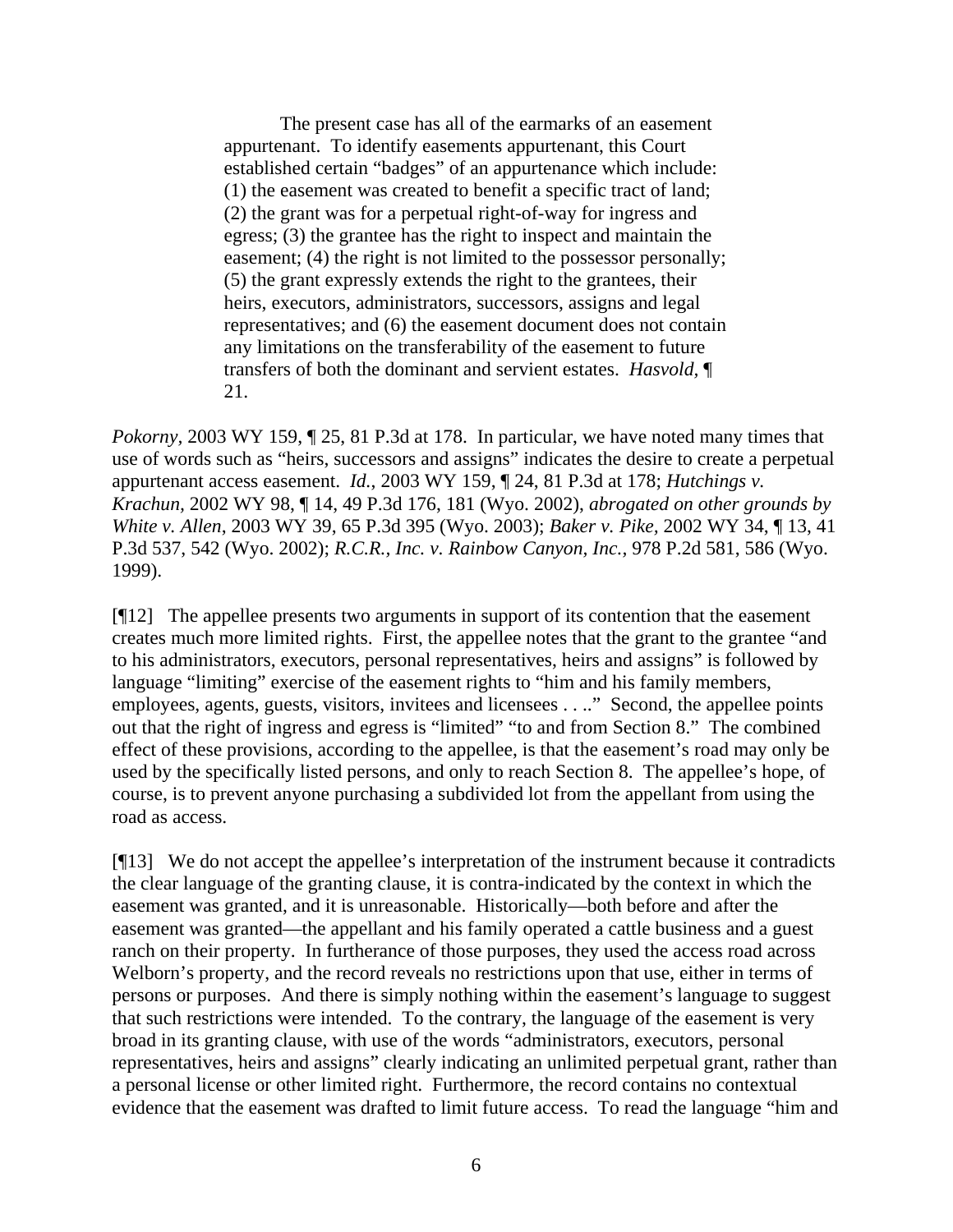> The present case has all of the earmarks of an easement appurtenant. To identify easements appurtenant, this Court established certain "badges" of an appurtenance which include: (1) the easement was created to benefit a specific tract of land; (2) the grant was for a perpetual right-of-way for ingress and egress; (3) the grantee has the right to inspect and maintain the easement; (4) the right is not limited to the possessor personally; (5) the grant expressly extends the right to the grantees, their heirs, executors, administrators, successors, assigns and legal representatives; and (6) the easement document does not contain any limitations on the transferability of the easement to future transfers of both the dominant and servient estates. *Hasvold*, ¶ 21.

*Pokorny*, 2003 WY 159, ¶ 25, 81 P.3d at 178. In particular, we have noted many times that use of words such as "heirs, successors and assigns" indicates the desire to create a perpetual appurtenant access easement. *Id.*, 2003 WY 159, ¶ 24, 81 P.3d at 178; *Hutchings v. Krachun*, 2002 WY 98, ¶ 14, 49 P.3d 176, 181 (Wyo. 2002), *abrogated on other grounds by White v. Allen*, 2003 WY 39, 65 P.3d 395 (Wyo. 2003); *Baker v. Pike*, 2002 WY 34, ¶ 13, 41 P.3d 537, 542 (Wyo. 2002); *R.C.R., Inc. v. Rainbow Canyon, Inc.*, 978 P.2d 581, 586 (Wyo. 1999).

[¶12] The appellee presents two arguments in support of its contention that the easement creates much more limited rights. First, the appellee notes that the grant to the grantee "and to his administrators, executors, personal representatives, heirs and assigns" is followed by language "limiting" exercise of the easement rights to "him and his family members, employees, agents, guests, visitors, invitees and licensees . . .." Second, the appellee points out that the right of ingress and egress is "limited" "to and from Section 8." The combined effect of these provisions, according to the appellee, is that the easement's road may only be used by the specifically listed persons, and only to reach Section 8. The appellee's hope, of course, is to prevent anyone purchasing a subdivided lot from the appellant from using the road as access.

[¶13] We do not accept the appellee's interpretation of the instrument because it contradicts the clear language of the granting clause, it is contra-indicated by the context in which the easement was granted, and it is unreasonable. Historically—both before and after the easement was granted—the appellant and his family operated a cattle business and a guest ranch on their property. In furtherance of those purposes, they used the access road across Welborn's property, and the record reveals no restrictions upon that use, either in terms of persons or purposes. And there is simply nothing within the easement's language to suggest that such restrictions were intended. To the contrary, the language of the easement is very broad in its granting clause, with use of the words "administrators, executors, personal representatives, heirs and assigns" clearly indicating an unlimited perpetual grant, rather than a personal license or other limited right. Furthermore, the record contains no contextual evidence that the easement was drafted to limit future access. To read the language "him and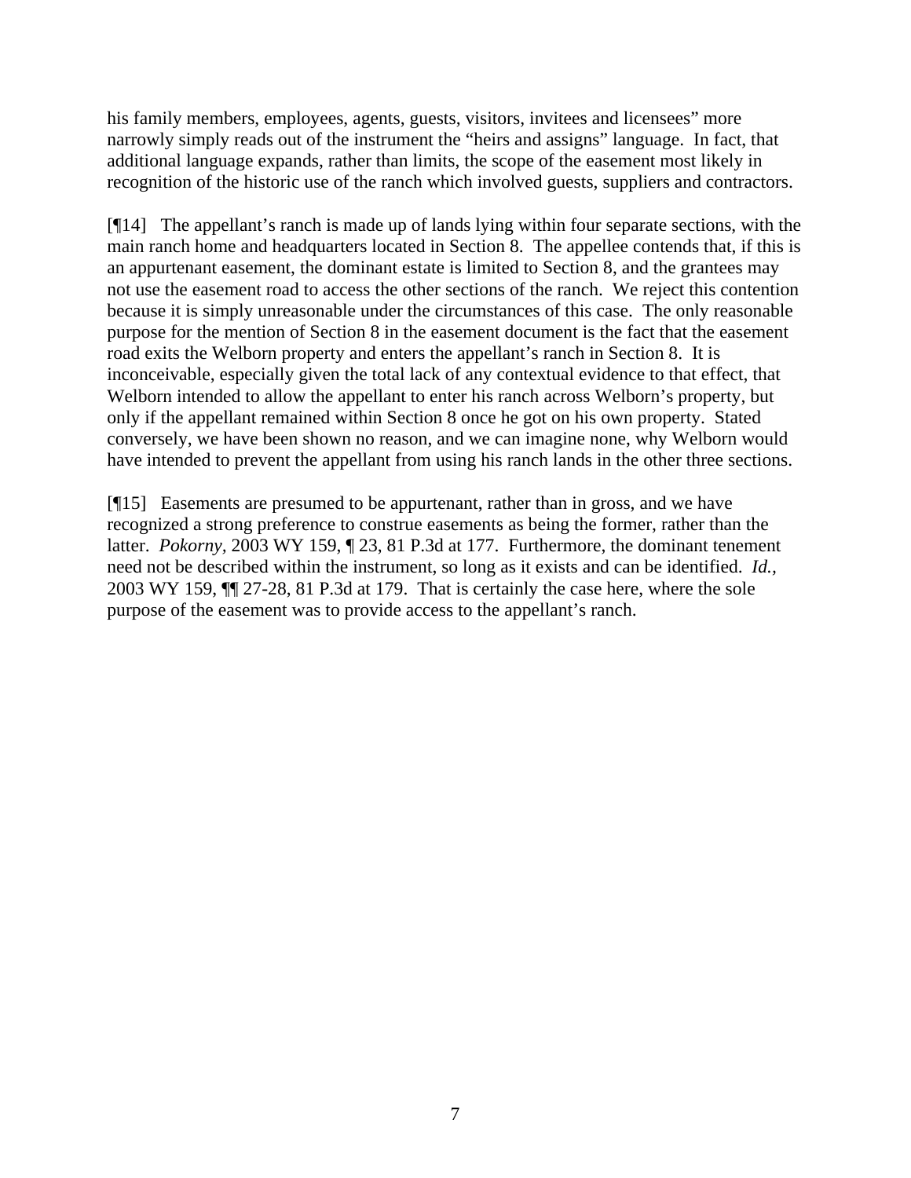his family members, employees, agents, guests, visitors, invitees and licensees" more narrowly simply reads out of the instrument the "heirs and assigns" language. In fact, that additional language expands, rather than limits, the scope of the easement most likely in recognition of the historic use of the ranch which involved guests, suppliers and contractors.

[¶14] The appellant's ranch is made up of lands lying within four separate sections, with the main ranch home and headquarters located in Section 8. The appellee contends that, if this is an appurtenant easement, the dominant estate is limited to Section 8, and the grantees may not use the easement road to access the other sections of the ranch. We reject this contention because it is simply unreasonable under the circumstances of this case. The only reasonable purpose for the mention of Section 8 in the easement document is the fact that the easement road exits the Welborn property and enters the appellant's ranch in Section 8. It is inconceivable, especially given the total lack of any contextual evidence to that effect, that Welborn intended to allow the appellant to enter his ranch across Welborn's property, but only if the appellant remained within Section 8 once he got on his own property. Stated conversely, we have been shown no reason, and we can imagine none, why Welborn would have intended to prevent the appellant from using his ranch lands in the other three sections.

[¶15] Easements are presumed to be appurtenant, rather than in gross, and we have recognized a strong preference to construe easements as being the former, rather than the latter. *Pokorny,* 2003 WY 159, ¶ 23, 81 P.3d at 177. Furthermore, the dominant tenement need not be described within the instrument, so long as it exists and can be identified. *Id.,* 2003 WY 159, ¶¶ 27-28, 81 P.3d at 179. That is certainly the case here, where the sole purpose of the easement was to provide access to the appellant's ranch.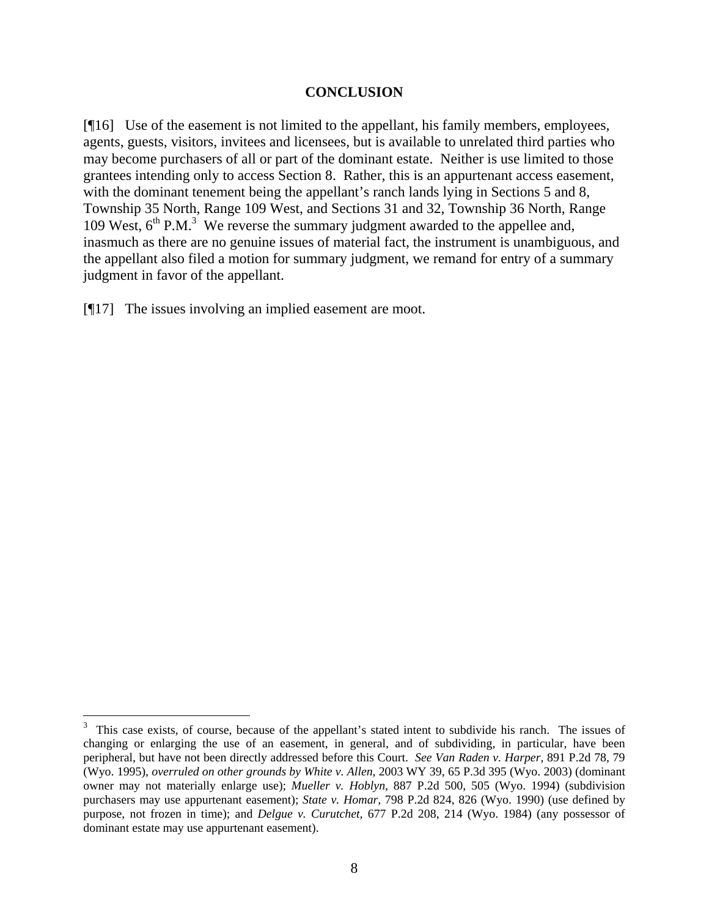## CONCLUSION

[¶16] Use of the easement is not limited to the appellant, his family members, employees, agents, guests, visitors, invitees and licensees, but is available to unrelated third parties who may become purchasers of all or part of the dominant estate. Neither is use limited to those grantees intending only to access Section 8. Rather, this is an appurtenant access easement, with the dominant tenement being the appellant's ranch lands lying in Sections 5 and 8, Township 35 North, Range 109 West, and Sections 31 and 32, Township 36 North, Range 109 West, 6th P.M.[3] We reverse the summary judgment awarded to the appellee and, inasmuch as there are no genuine issues of material fact, the instrument is unambiguous, and the appellant also filed a motion for summary judgment, we remand for entry of a summary judgment in favor of the appellant.

[¶17] The issues involving an implied easement are moot.

---

[3] This case exists, of course, because of the appellant's stated intent to subdivide his ranch. The issues of changing or enlarging the use of an easement, in general, and of subdividing, in particular, have been peripheral, but have not been directly addressed before this Court. *See Van Raden v. Harper,* 891 P.2d 78, 79 (Wyo. 1995), *overruled on other grounds by White v. Allen*, 2003 WY 39, 65 P.3d 395 (Wyo. 2003) (dominant owner may not materially enlarge use); *Mueller v. Hoblyn*, 887 P.2d 500, 505 (Wyo. 1994) (subdivision purchasers may use appurtenant easement); *State v. Homar*, 798 P.2d 824, 826 (Wyo. 1990) (use defined by purpose, not frozen in time); and *Delgue v. Curutchet,* 677 P.2d 208, 214 (Wyo. 1984) (any possessor of dominant estate may use appurtenant easement).